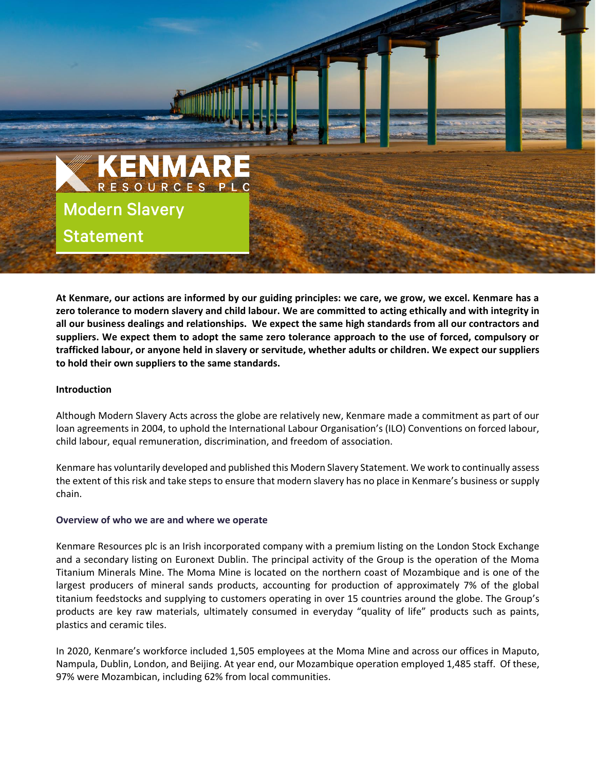# KENMARE RESOURCES PLC

# Modern Slavery Statement

**At Kenmare, our actions are informed by our guiding principles: we care, we grow, we excel. Kenmare has a zero tolerance to modern slavery and child labour. We are committed to acting ethically and with integrity in all our business dealings and relationships. We expect the same high standards from all our contractors and suppliers. We expect them to adopt the same zero tolerance approach to the use of forced, compulsory or trafficked labour, or anyone held in slavery or servitude, whether adults or children. We expect our suppliers to hold their own suppliers to the same standards.**

**Introduction**

Although Modern Slavery Acts across the globe are relatively new, Kenmare made a commitment as part of our loan agreements in 2004, to uphold the International Labour Organisation's (ILO) Conventions on forced labour, child labour, equal remuneration, discrimination, and freedom of association.

Kenmare has voluntarily developed and published this Modern Slavery Statement. We work to continually assess the extent of this risk and take steps to ensure that modern slavery has no place in Kenmare's business or supply chain.

**Overview of who we are and where we operate**

Kenmare Resources plc is an Irish incorporated company with a premium listing on the London Stock Exchange and a secondary listing on Euronext Dublin. The principal activity of the Group is the operation of the Moma Titanium Minerals Mine. The Moma Mine is located on the northern coast of Mozambique and is one of the largest producers of mineral sands products, accounting for production of approximately 7% of the global titanium feedstocks and supplying to customers operating in over 15 countries around the globe. The Group's products are key raw materials, ultimately consumed in everyday "quality of life" products such as paints, plastics and ceramic tiles.

In 2020, Kenmare's workforce included 1,505 employees at the Moma Mine and across our offices in Maputo, Nampula, Dublin, London, and Beijing. At year end, our Mozambique operation employed 1,485 staff. Of these, 97% were Mozambican, including 62% from local communities.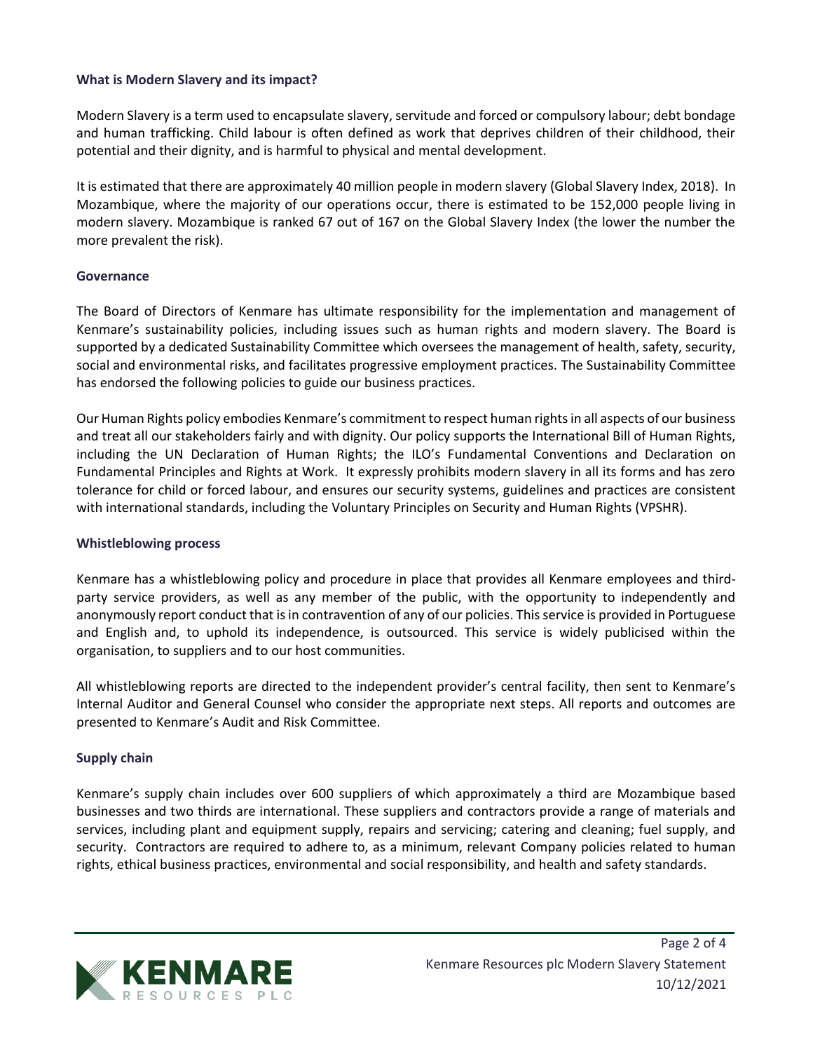## What is Modern Slavery and its impact?

Modern Slavery is a term used to encapsulate slavery, servitude and forced or compulsory labour; debt bondage and human trafficking. Child labour is often defined as work that deprives children of their childhood, their potential and their dignity, and is harmful to physical and mental development.

It is estimated that there are approximately 40 million people in modern slavery (Global Slavery Index, 2018). In Mozambique, where the majority of our operations occur, there is estimated to be 152,000 people living in modern slavery. Mozambique is ranked 67 out of 167 on the Global Slavery Index (the lower the number the more prevalent the risk).

## Governance

The Board of Directors of Kenmare has ultimate responsibility for the implementation and management of Kenmare's sustainability policies, including issues such as human rights and modern slavery. The Board is supported by a dedicated Sustainability Committee which oversees the management of health, safety, security, social and environmental risks, and facilitates progressive employment practices. The Sustainability Committee has endorsed the following policies to guide our business practices.

Our Human Rights policy embodies Kenmare's commitment to respect human rights in all aspects of our business and treat all our stakeholders fairly and with dignity. Our policy supports the International Bill of Human Rights, including the UN Declaration of Human Rights; the ILO's Fundamental Conventions and Declaration on Fundamental Principles and Rights at Work. It expressly prohibits modern slavery in all its forms and has zero tolerance for child or forced labour, and ensures our security systems, guidelines and practices are consistent with international standards, including the Voluntary Principles on Security and Human Rights (VPSHR).

## Whistleblowing process

Kenmare has a whistleblowing policy and procedure in place that provides all Kenmare employees and third-party service providers, as well as any member of the public, with the opportunity to independently and anonymously report conduct that is in contravention of any of our policies. This service is provided in Portuguese and English and, to uphold its independence, is outsourced. This service is widely publicised within the organisation, to suppliers and to our host communities.

All whistleblowing reports are directed to the independent provider's central facility, then sent to Kenmare's Internal Auditor and General Counsel who consider the appropriate next steps. All reports and outcomes are presented to Kenmare's Audit and Risk Committee.

## Supply chain

Kenmare's supply chain includes over 600 suppliers of which approximately a third are Mozambique based businesses and two thirds are international. These suppliers and contractors provide a range of materials and services, including plant and equipment supply, repairs and servicing; catering and cleaning; fuel supply, and security. Contractors are required to adhere to, as a minimum, relevant Company policies related to human rights, ethical business practices, environmental and social responsibility, and health and safety standards.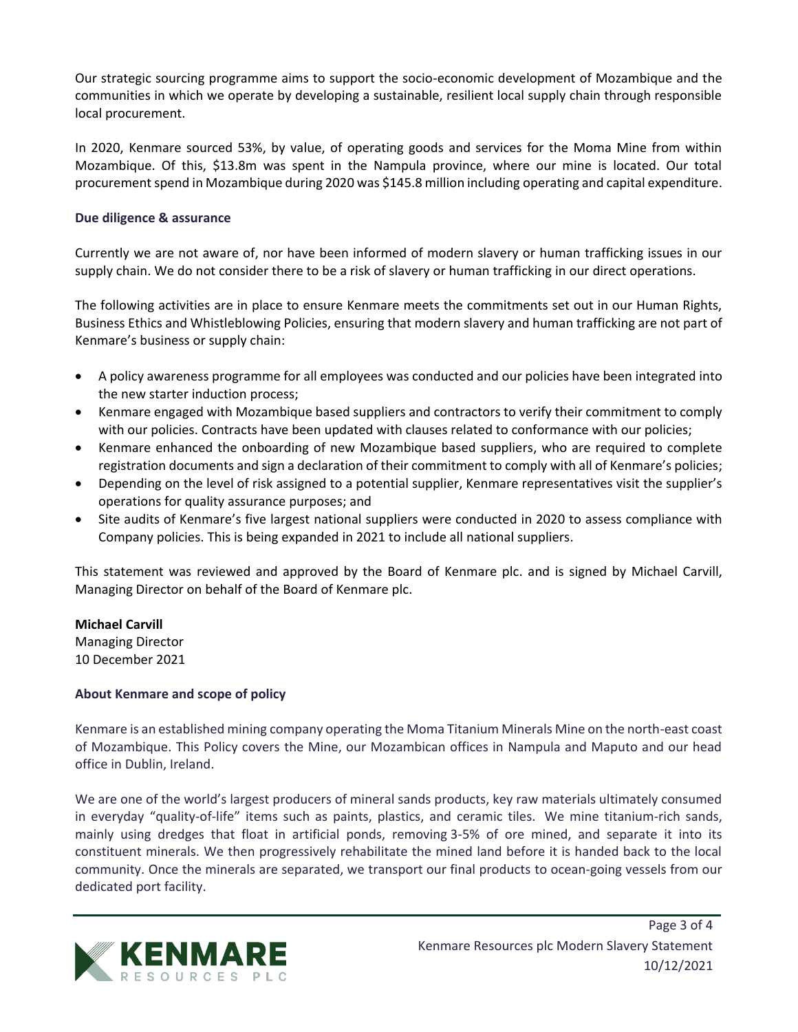Our strategic sourcing programme aims to support the socio-economic development of Mozambique and the communities in which we operate by developing a sustainable, resilient local supply chain through responsible local procurement.

In 2020, Kenmare sourced 53%, by value, of operating goods and services for the Moma Mine from within Mozambique. Of this, $13.8m was spent in the Nampula province, where our mine is located. Our total procurement spend in Mozambique during 2020 was $145.8 million including operating and capital expenditure.

### Due diligence & assurance

Currently we are not aware of, nor have been informed of modern slavery or human trafficking issues in our supply chain. We do not consider there to be a risk of slavery or human trafficking in our direct operations.

The following activities are in place to ensure Kenmare meets the commitments set out in our Human Rights, Business Ethics and Whistleblowing Policies, ensuring that modern slavery and human trafficking are not part of Kenmare's business or supply chain:

- A policy awareness programme for all employees was conducted and our policies have been integrated into the new starter induction process;
- Kenmare engaged with Mozambique based suppliers and contractors to verify their commitment to comply with our policies. Contracts have been updated with clauses related to conformance with our policies;
- Kenmare enhanced the onboarding of new Mozambique based suppliers, who are required to complete registration documents and sign a declaration of their commitment to comply with all of Kenmare's policies;
- Depending on the level of risk assigned to a potential supplier, Kenmare representatives visit the supplier's operations for quality assurance purposes; and
- Site audits of Kenmare's five largest national suppliers were conducted in 2020 to assess compliance with Company policies. This is being expanded in 2021 to include all national suppliers.

This statement was reviewed and approved by the Board of Kenmare plc. and is signed by Michael Carvill, Managing Director on behalf of the Board of Kenmare plc.

**Michael Carvill**
Managing Director
10 December 2021

### About Kenmare and scope of policy

Kenmare is an established mining company operating the Moma Titanium Minerals Mine on the north-east coast of Mozambique. This Policy covers the Mine, our Mozambican offices in Nampula and Maputo and our head office in Dublin, Ireland.

We are one of the world's largest producers of mineral sands products, key raw materials ultimately consumed in everyday "quality-of-life" items such as paints, plastics, and ceramic tiles. We mine titanium-rich sands, mainly using dredges that float in artificial ponds, removing 3-5% of ore mined, and separate it into its constituent minerals. We then progressively rehabilitate the mined land before it is handed back to the local community. Once the minerals are separated, we transport our final products to ocean-going vessels from our dedicated port facility.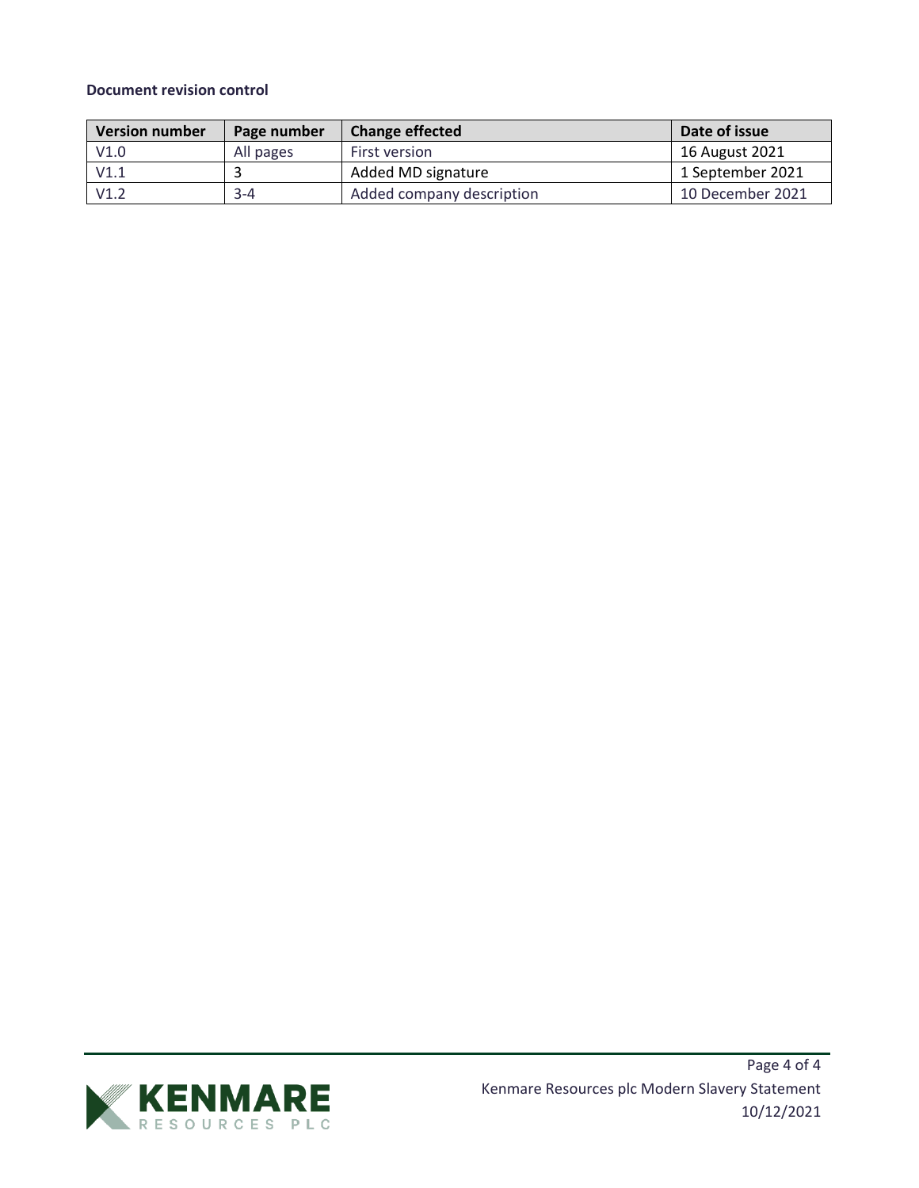**Document revision control**

| Version number | Page number | Change effected | Date of issue |
| --- | --- | --- | --- |
| V1.0 | All pages | First version | 16 August 2021 |
| V1.1 | 3 | Added MD signature | 1 September 2021 |
| V1.2 | 3-4 | Added company description | 10 December 2021 |